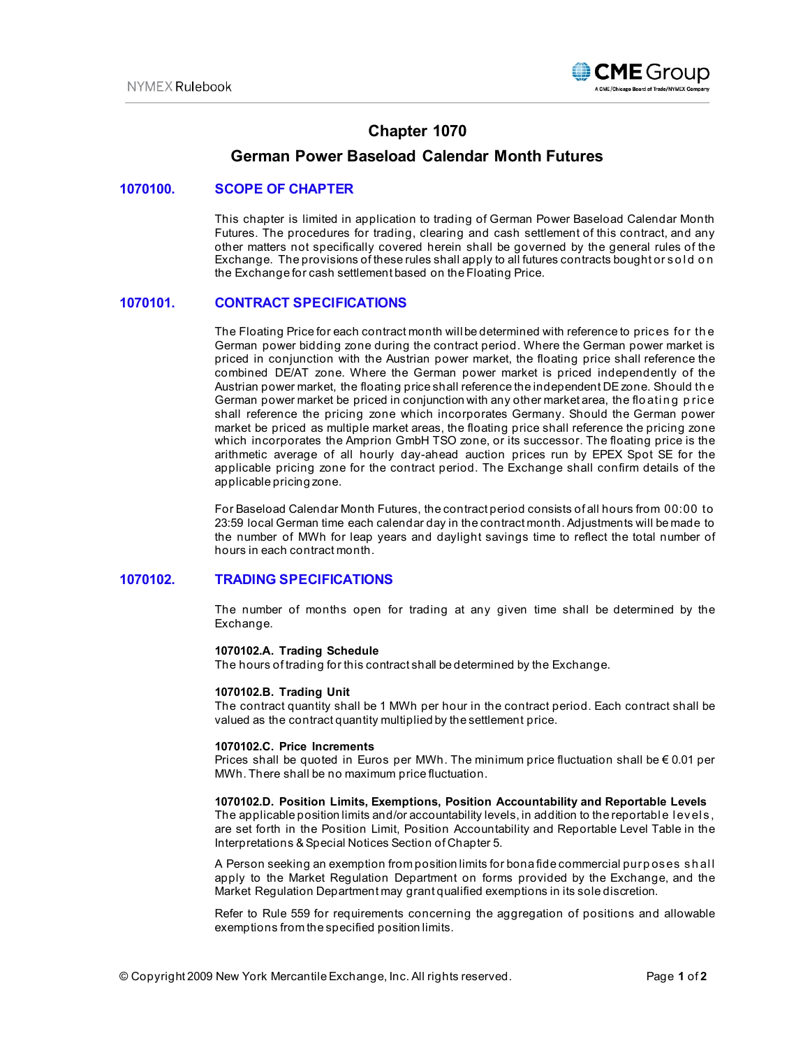# Chapter 1070

## German Power Baseload Calendar Month Futures

### 1070100. SCOPE OF CHAPTER

This chapter is limited in application to trading of German Power Baseload Calendar Month Futures. The procedures for trading, clearing and cash settlement of this contract, and any other matters not specifically covered herein shall be governed by the general rules of the Exchange. The provisions of these rules shall apply to all futures contracts bought or sold on the Exchange for cash settlement based on the Floating Price.

### 1070101. CONTRACT SPECIFICATIONS

The Floating Price for each contract month will be determined with reference to prices for the German power bidding zone during the contract period. Where the German power market is priced in conjunction with the Austrian power market, the floating price shall reference the combined DE/AT zone. Where the German power market is priced independently of the Austrian power market, the floating price shall reference the independent DE zone. Should the German power market be priced in conjunction with any other market area, the floating price shall reference the pricing zone which incorporates Germany. Should the German power market be priced as multiple market areas, the floating price shall reference the pricing zone which incorporates the Amprion GmbH TSO zone, or its successor. The floating price is the arithmetic average of all hourly day-ahead auction prices run by EPEX Spot SE for the applicable pricing zone for the contract period. The Exchange shall confirm details of the applicable pricing zone.

For Baseload Calendar Month Futures, the contract period consists of all hours from 00:00 to 23:59 local German time each calendar day in the contract month. Adjustments will be made to the number of MWh for leap years and daylight savings time to reflect the total number of hours in each contract month.

### 1070102. TRADING SPECIFICATIONS

The number of months open for trading at any given time shall be determined by the Exchange.

**1070102.A. Trading Schedule**

The hours of trading for this contract shall be determined by the Exchange.

**1070102.B. Trading Unit**

The contract quantity shall be 1 MWh per hour in the contract period. Each contract shall be valued as the contract quantity multiplied by the settlement price.

**1070102.C. Price Increments**

Prices shall be quoted in Euros per MWh. The minimum price fluctuation shall be € 0.01 per MWh. There shall be no maximum price fluctuation.

**1070102.D. Position Limits, Exemptions, Position Accountability and Reportable Levels**

The applicable position limits and/or accountability levels, in addition to the reportable levels, are set forth in the Position Limit, Position Accountability and Reportable Level Table in the Interpretations & Special Notices Section of Chapter 5.

A Person seeking an exemption from position limits for bona fide commercial purposes shall apply to the Market Regulation Department on forms provided by the Exchange, and the Market Regulation Department may grant qualified exemptions in its sole discretion.

Refer to Rule 559 for requirements concerning the aggregation of positions and allowable exemptions from the specified position limits.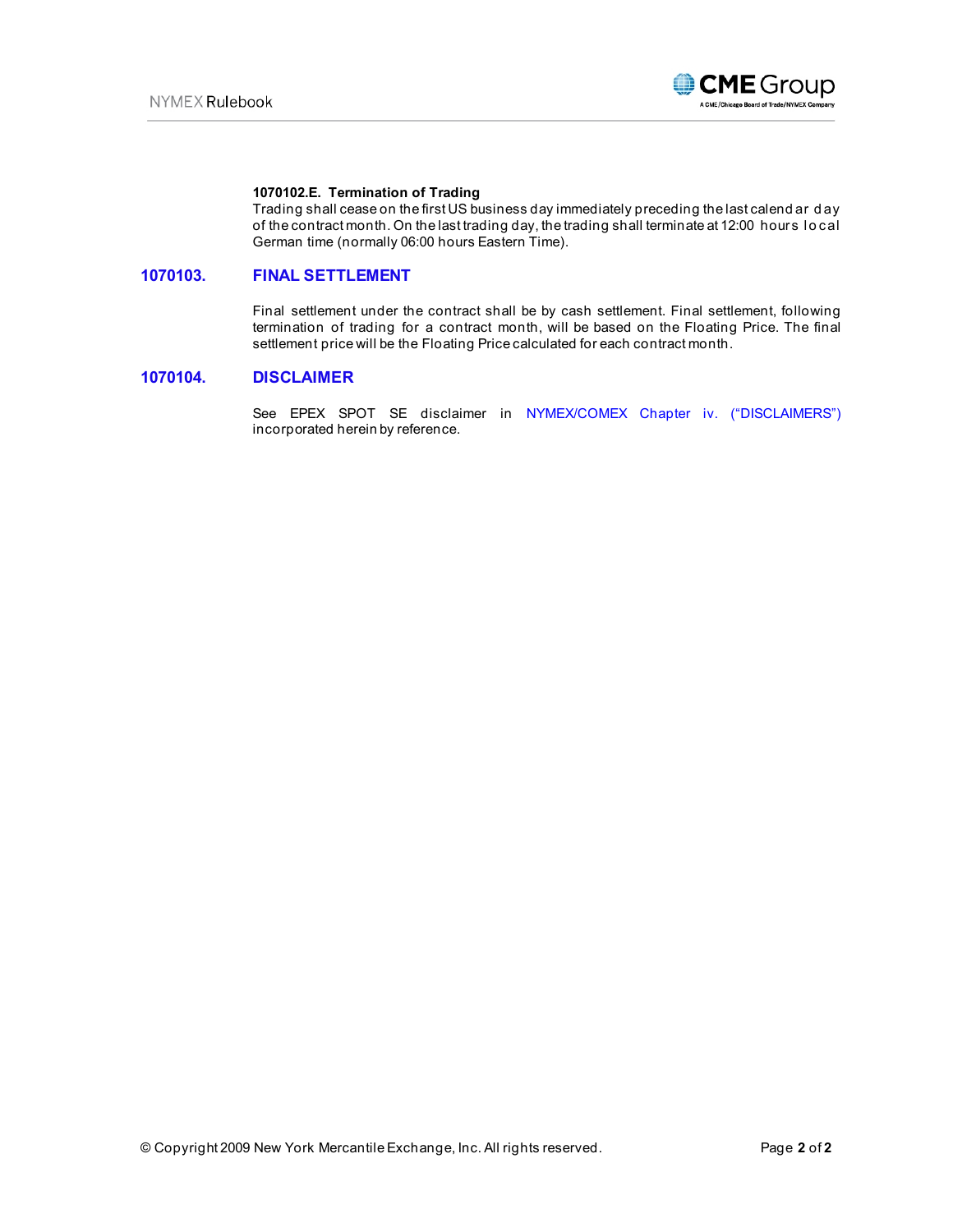**1070102.E. Termination of Trading**

Trading shall cease on the first US business day immediately preceding the last calendar day of the contract month. On the last trading day, the trading shall terminate at 12:00 hours local German time (normally 06:00 hours Eastern Time).

## 1070103. FINAL SETTLEMENT

Final settlement under the contract shall be by cash settlement. Final settlement, following termination of trading for a contract month, will be based on the Floating Price. The final settlement price will be the Floating Price calculated for each contract month.

## 1070104. DISCLAIMER

See EPEX SPOT SE disclaimer in NYMEX/COMEX Chapter iv. ("DISCLAIMERS") incorporated herein by reference.

© Copyright 2009 New York Mercantile Exchange, Inc. All rights reserved.